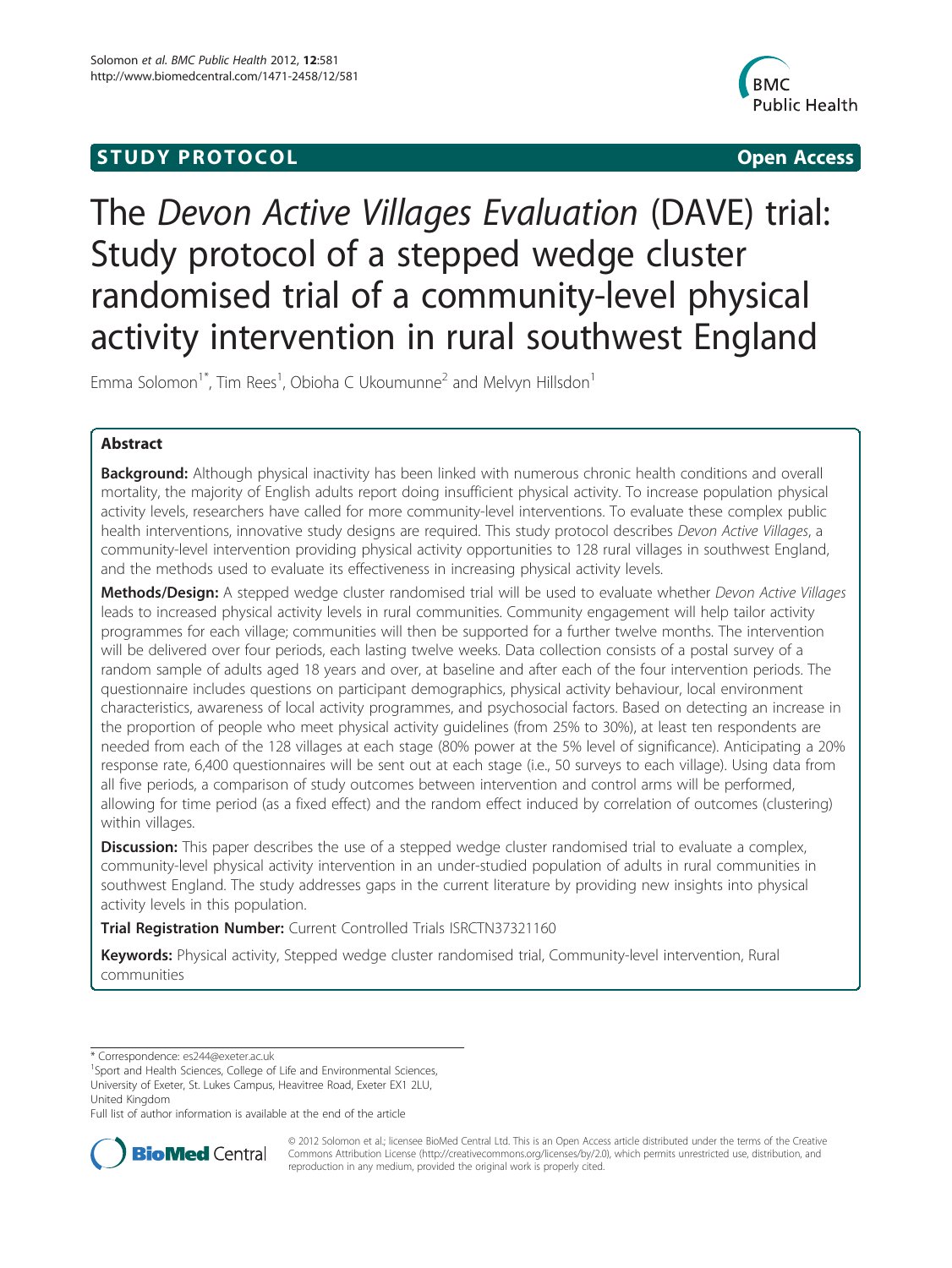**STUDY PROTOCOL** **Open Access**

# The *Devon Active Villages Evaluation* (DAVE) trial: Study protocol of a stepped wedge cluster randomised trial of a community-level physical activity intervention in rural southwest England

Emma Solomon[1*], Tim Rees[1], Obioha C Ukoumunne[2] and Melvyn Hillsdon[1]

## Abstract

**Background:** Although physical inactivity has been linked with numerous chronic health conditions and overall mortality, the majority of English adults report doing insufficient physical activity. To increase population physical activity levels, researchers have called for more community-level interventions. To evaluate these complex public health interventions, innovative study designs are required. This study protocol describes *Devon Active Villages*, a community-level intervention providing physical activity opportunities to 128 rural villages in southwest England, and the methods used to evaluate its effectiveness in increasing physical activity levels.

**Methods/Design:** A stepped wedge cluster randomised trial will be used to evaluate whether *Devon Active Villages* leads to increased physical activity levels in rural communities. Community engagement will help tailor activity programmes for each village; communities will then be supported for a further twelve months. The intervention will be delivered over four periods, each lasting twelve weeks. Data collection consists of a postal survey of a random sample of adults aged 18 years and over, at baseline and after each of the four intervention periods. The questionnaire includes questions on participant demographics, physical activity behaviour, local environment characteristics, awareness of local activity programmes, and psychosocial factors. Based on detecting an increase in the proportion of people who meet physical activity guidelines (from 25% to 30%), at least ten respondents are needed from each of the 128 villages at each stage (80% power at the 5% level of significance). Anticipating a 20% response rate, 6,400 questionnaires will be sent out at each stage (i.e., 50 surveys to each village). Using data from all five periods, a comparison of study outcomes between intervention and control arms will be performed, allowing for time period (as a fixed effect) and the random effect induced by correlation of outcomes (clustering) within villages.

**Discussion:** This paper describes the use of a stepped wedge cluster randomised trial to evaluate a complex, community-level physical activity intervention in an under-studied population of adults in rural communities in southwest England. The study addresses gaps in the current literature by providing new insights into physical activity levels in this population.

**Trial Registration Number:** Current Controlled Trials ISRCTN37321160

**Keywords:** Physical activity, Stepped wedge cluster randomised trial, Community-level intervention, Rural communities

---

\* Correspondence: es244@exeter.ac.uk

[1]Sport and Health Sciences, College of Life and Environmental Sciences, University of Exeter, St. Lukes Campus, Heavitree Road, Exeter EX1 2LU, United Kingdom

Full list of author information is available at the end of the article

© 2012 Solomon et al.; licensee BioMed Central Ltd. This is an Open Access article distributed under the terms of the Creative Commons Attribution License (http://creativecommons.org/licenses/by/2.0), which permits unrestricted use, distribution, and reproduction in any medium, provided the original work is properly cited.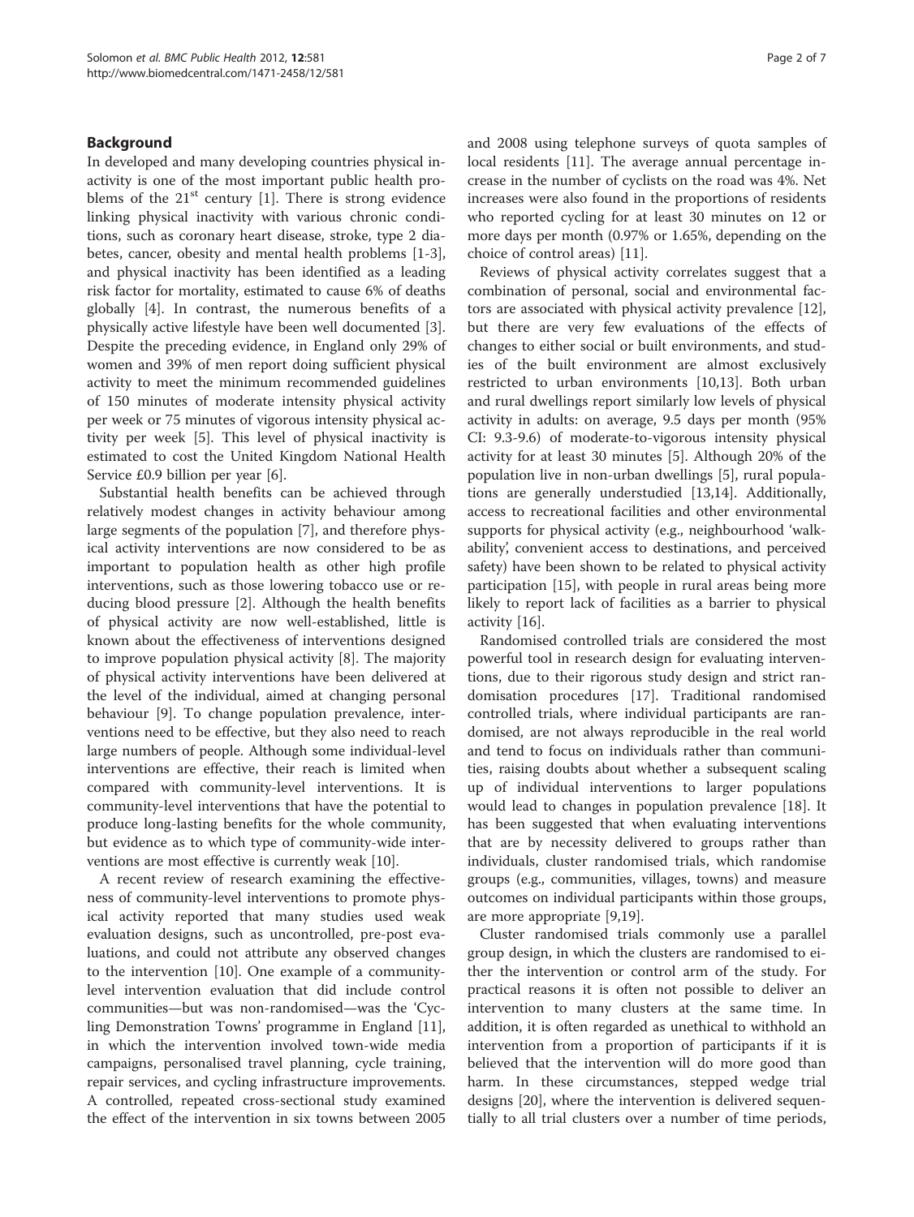## Background

In developed and many developing countries physical inactivity is one of the most important public health problems of the 21st century [1]. There is strong evidence linking physical inactivity with various chronic conditions, such as coronary heart disease, stroke, type 2 diabetes, cancer, obesity and mental health problems [1-3], and physical inactivity has been identified as a leading risk factor for mortality, estimated to cause 6% of deaths globally [4]. In contrast, the numerous benefits of a physically active lifestyle have been well documented [3]. Despite the preceding evidence, in England only 29% of women and 39% of men report doing sufficient physical activity to meet the minimum recommended guidelines of 150 minutes of moderate intensity physical activity per week or 75 minutes of vigorous intensity physical activity per week [5]. This level of physical inactivity is estimated to cost the United Kingdom National Health Service £0.9 billion per year [6].

Substantial health benefits can be achieved through relatively modest changes in activity behaviour among large segments of the population [7], and therefore physical activity interventions are now considered to be as important to population health as other high profile interventions, such as those lowering tobacco use or reducing blood pressure [2]. Although the health benefits of physical activity are now well-established, little is known about the effectiveness of interventions designed to improve population physical activity [8]. The majority of physical activity interventions have been delivered at the level of the individual, aimed at changing personal behaviour [9]. To change population prevalence, interventions need to be effective, but they also need to reach large numbers of people. Although some individual-level interventions are effective, their reach is limited when compared with community-level interventions. It is community-level interventions that have the potential to produce long-lasting benefits for the whole community, but evidence as to which type of community-wide interventions are most effective is currently weak [10].

A recent review of research examining the effectiveness of community-level interventions to promote physical activity reported that many studies used weak evaluation designs, such as uncontrolled, pre-post evaluations, and could not attribute any observed changes to the intervention [10]. One example of a community-level intervention evaluation that did include control communities—but was non-randomised—was the 'Cycling Demonstration Towns' programme in England [11], in which the intervention involved town-wide media campaigns, personalised travel planning, cycle training, repair services, and cycling infrastructure improvements. A controlled, repeated cross-sectional study examined the effect of the intervention in six towns between 2005 and 2008 using telephone surveys of quota samples of local residents [11]. The average annual percentage increase in the number of cyclists on the road was 4%. Net increases were also found in the proportions of residents who reported cycling for at least 30 minutes on 12 or more days per month (0.97% or 1.65%, depending on the choice of control areas) [11].

Reviews of physical activity correlates suggest that a combination of personal, social and environmental factors are associated with physical activity prevalence [12], but there are very few evaluations of the effects of changes to either social or built environments, and studies of the built environment are almost exclusively restricted to urban environments [10,13]. Both urban and rural dwellings report similarly low levels of physical activity in adults: on average, 9.5 days per month (95% CI: 9.3-9.6) of moderate-to-vigorous intensity physical activity for at least 30 minutes [5]. Although 20% of the population live in non-urban dwellings [5], rural populations are generally understudied [13,14]. Additionally, access to recreational facilities and other environmental supports for physical activity (e.g., neighbourhood 'walkability', convenient access to destinations, and perceived safety) have been shown to be related to physical activity participation [15], with people in rural areas being more likely to report lack of facilities as a barrier to physical activity [16].

Randomised controlled trials are considered the most powerful tool in research design for evaluating interventions, due to their rigorous study design and strict randomisation procedures [17]. Traditional randomised controlled trials, where individual participants are randomised, are not always reproducible in the real world and tend to focus on individuals rather than communities, raising doubts about whether a subsequent scaling up of individual interventions to larger populations would lead to changes in population prevalence [18]. It has been suggested that when evaluating interventions that are by necessity delivered to groups rather than individuals, cluster randomised trials, which randomise groups (e.g., communities, villages, towns) and measure outcomes on individual participants within those groups, are more appropriate [9,19].

Cluster randomised trials commonly use a parallel group design, in which the clusters are randomised to either the intervention or control arm of the study. For practical reasons it is often not possible to deliver an intervention to many clusters at the same time. In addition, it is often regarded as unethical to withhold an intervention from a proportion of participants if it is believed that the intervention will do more good than harm. In these circumstances, stepped wedge trial designs [20], where the intervention is delivered sequentially to all trial clusters over a number of time periods,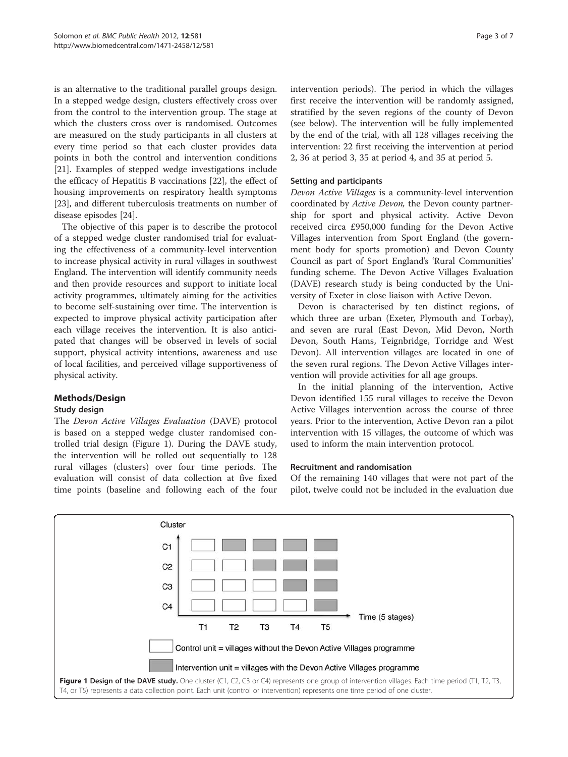is an alternative to the traditional parallel groups design. In a stepped wedge design, clusters effectively cross over from the control to the intervention group. The stage at which the clusters cross over is randomised. Outcomes are measured on the study participants in all clusters at every time period so that each cluster provides data points in both the control and intervention conditions [21]. Examples of stepped wedge investigations include the efficacy of Hepatitis B vaccinations [22], the effect of housing improvements on respiratory health symptoms [23], and different tuberculosis treatments on number of disease episodes [24].

The objective of this paper is to describe the protocol of a stepped wedge cluster randomised trial for evaluating the effectiveness of a community-level intervention to increase physical activity in rural villages in southwest England. The intervention will identify community needs and then provide resources and support to initiate local activity programmes, ultimately aiming for the activities to become self-sustaining over time. The intervention is expected to improve physical activity participation after each village receives the intervention. It is also anticipated that changes will be observed in levels of social support, physical activity intentions, awareness and use of local facilities, and perceived village supportiveness of physical activity.

## Methods/Design

### Study design

The *Devon Active Villages Evaluation* (DAVE) protocol is based on a stepped wedge cluster randomised controlled trial design (Figure 1). During the DAVE study, the intervention will be rolled out sequentially to 128 rural villages (clusters) over four time periods. The evaluation will consist of data collection at five fixed time points (baseline and following each of the four intervention periods). The period in which the villages first receive the intervention will be randomly assigned, stratified by the seven regions of the county of Devon (see below). The intervention will be fully implemented by the end of the trial, with all 128 villages receiving the intervention: 22 first receiving the intervention at period 2, 36 at period 3, 35 at period 4, and 35 at period 5.

### Setting and participants

*Devon Active Villages* is a community-level intervention coordinated by *Active Devon,* the Devon county partnership for sport and physical activity. Active Devon received circa £950,000 funding for the Devon Active Villages intervention from Sport England (the government body for sports promotion) and Devon County Council as part of Sport England's 'Rural Communities' funding scheme. The Devon Active Villages Evaluation (DAVE) research study is being conducted by the University of Exeter in close liaison with Active Devon.

Devon is characterised by ten distinct regions, of which three are urban (Exeter, Plymouth and Torbay), and seven are rural (East Devon, Mid Devon, North Devon, South Hams, Teignbridge, Torridge and West Devon). All intervention villages are located in one of the seven rural regions. The Devon Active Villages intervention will provide activities for all age groups.

In the initial planning of the intervention, Active Devon identified 155 rural villages to receive the Devon Active Villages intervention across the course of three years. Prior to the intervention, Active Devon ran a pilot intervention with 15 villages, the outcome of which was used to inform the main intervention protocol.

### Recruitment and randomisation

Of the remaining 140 villages that were not part of the pilot, twelve could not be included in the evaluation due

| Cluster | T1 | T2 | T3 | T4 | T5 |
|---|---|---|---|---|---|
| C1 | Control | Intervention | Intervention | Intervention | Intervention |
| C2 | Control | Control | Intervention | Intervention | Intervention |
| C3 | Control | Control | Control | Intervention | Intervention |
| C4 | Control | Control | Control | Control | Intervention |

Time (5 stages)

Control unit = villages without the Devon Active Villages programme

Intervention unit = villages with the Devon Active Villages programme

**Figure 1 Design of the DAVE study.** One cluster (C1, C2, C3 or C4) represents one group of intervention villages. Each time period (T1, T2, T3, T4, or T5) represents a data collection point. Each unit (control or intervention) represents one time period of one cluster.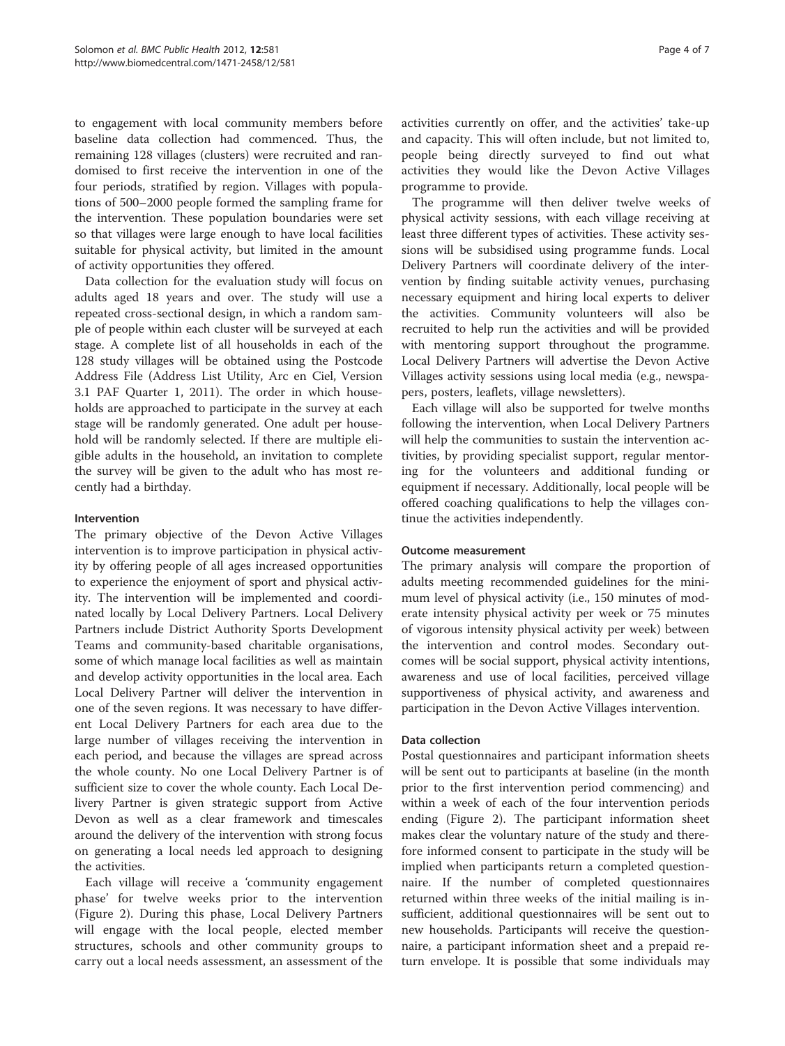to engagement with local community members before baseline data collection had commenced. Thus, the remaining 128 villages (clusters) were recruited and randomised to first receive the intervention in one of the four periods, stratified by region. Villages with populations of 500–2000 people formed the sampling frame for the intervention. These population boundaries were set so that villages were large enough to have local facilities suitable for physical activity, but limited in the amount of activity opportunities they offered.

Data collection for the evaluation study will focus on adults aged 18 years and over. The study will use a repeated cross-sectional design, in which a random sample of people within each cluster will be surveyed at each stage. A complete list of all households in each of the 128 study villages will be obtained using the Postcode Address File (Address List Utility, Arc en Ciel, Version 3.1 PAF Quarter 1, 2011). The order in which households are approached to participate in the survey at each stage will be randomly generated. One adult per household will be randomly selected. If there are multiple eligible adults in the household, an invitation to complete the survey will be given to the adult who has most recently had a birthday.

### Intervention

The primary objective of the Devon Active Villages intervention is to improve participation in physical activity by offering people of all ages increased opportunities to experience the enjoyment of sport and physical activity. The intervention will be implemented and coordinated locally by Local Delivery Partners. Local Delivery Partners include District Authority Sports Development Teams and community-based charitable organisations, some of which manage local facilities as well as maintain and develop activity opportunities in the local area. Each Local Delivery Partner will deliver the intervention in one of the seven regions. It was necessary to have different Local Delivery Partners for each area due to the large number of villages receiving the intervention in each period, and because the villages are spread across the whole county. No one Local Delivery Partner is of sufficient size to cover the whole county. Each Local Delivery Partner is given strategic support from Active Devon as well as a clear framework and timescales around the delivery of the intervention with strong focus on generating a local needs led approach to designing the activities.

Each village will receive a 'community engagement phase' for twelve weeks prior to the intervention (Figure 2). During this phase, Local Delivery Partners will engage with the local people, elected member structures, schools and other community groups to carry out a local needs assessment, an assessment of the activities currently on offer, and the activities' take-up and capacity. This will often include, but not limited to, people being directly surveyed to find out what activities they would like the Devon Active Villages programme to provide.

The programme will then deliver twelve weeks of physical activity sessions, with each village receiving at least three different types of activities. These activity sessions will be subsidised using programme funds. Local Delivery Partners will coordinate delivery of the intervention by finding suitable activity venues, purchasing necessary equipment and hiring local experts to deliver the activities. Community volunteers will also be recruited to help run the activities and will be provided with mentoring support throughout the programme. Local Delivery Partners will advertise the Devon Active Villages activity sessions using local media (e.g., newspapers, posters, leaflets, village newsletters).

Each village will also be supported for twelve months following the intervention, when Local Delivery Partners will help the communities to sustain the intervention activities, by providing specialist support, regular mentoring for the volunteers and additional funding or equipment if necessary. Additionally, local people will be offered coaching qualifications to help the villages continue the activities independently.

### Outcome measurement

The primary analysis will compare the proportion of adults meeting recommended guidelines for the minimum level of physical activity (i.e., 150 minutes of moderate intensity physical activity per week or 75 minutes of vigorous intensity physical activity per week) between the intervention and control modes. Secondary outcomes will be social support, physical activity intentions, awareness and use of local facilities, perceived village supportiveness of physical activity, and awareness and participation in the Devon Active Villages intervention.

### Data collection

Postal questionnaires and participant information sheets will be sent out to participants at baseline (in the month prior to the first intervention period commencing) and within a week of each of the four intervention periods ending (Figure 2). The participant information sheet makes clear the voluntary nature of the study and therefore informed consent to participate in the study will be implied when participants return a completed questionnaire. If the number of completed questionnaires returned within three weeks of the initial mailing is insufficient, additional questionnaires will be sent out to new households. Participants will receive the questionnaire, a participant information sheet and a prepaid return envelope. It is possible that some individuals may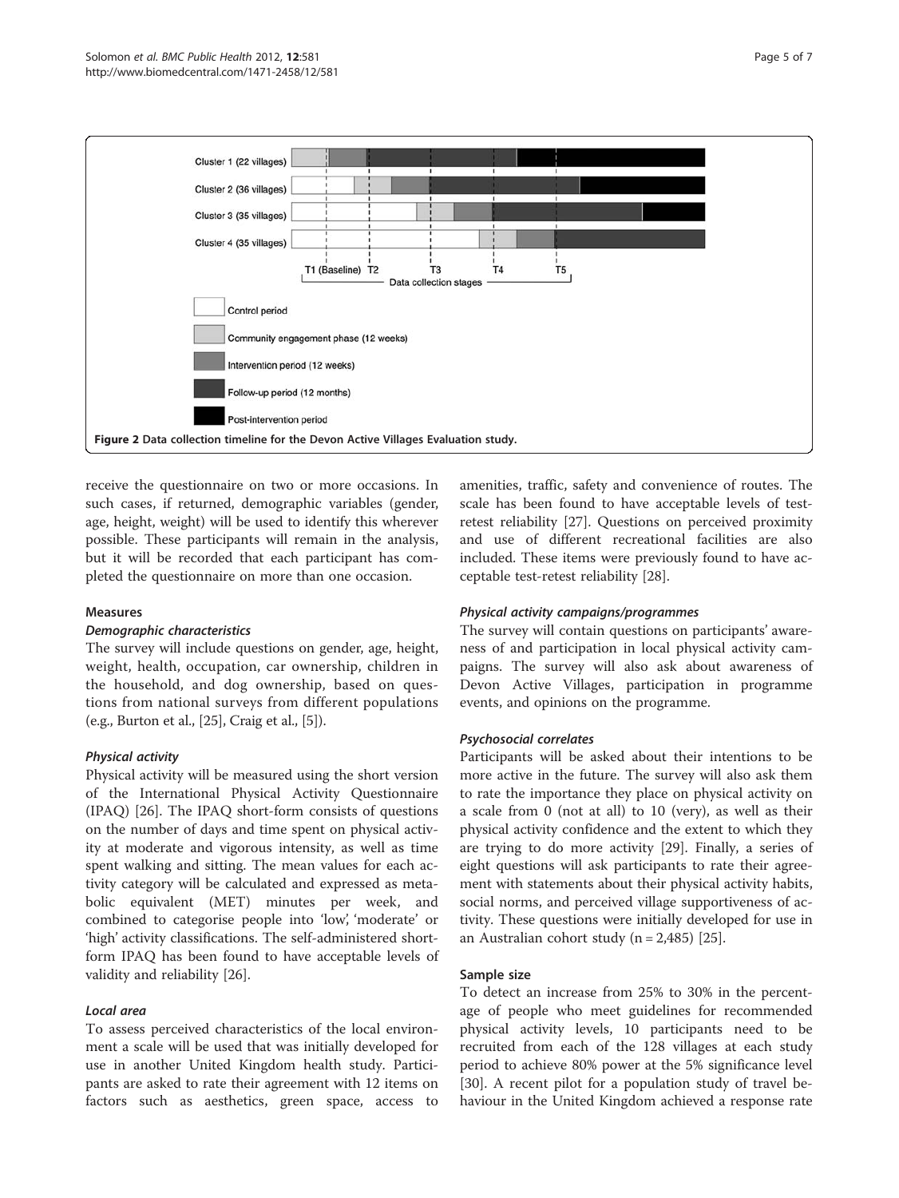Figure 2 Data collection timeline for the Devon Active Villages Evaluation study.

receive the questionnaire on two or more occasions. In such cases, if returned, demographic variables (gender, age, height, weight) will be used to identify this wherever possible. These participants will remain in the analysis, but it will be recorded that each participant has completed the questionnaire on more than one occasion.

## Measures

### Demographic characteristics

The survey will include questions on gender, age, height, weight, health, occupation, car ownership, children in the household, and dog ownership, based on questions from national surveys from different populations (e.g., Burton et al., [25], Craig et al., [5]).

### Physical activity

Physical activity will be measured using the short version of the International Physical Activity Questionnaire (IPAQ) [26]. The IPAQ short-form consists of questions on the number of days and time spent on physical activity at moderate and vigorous intensity, as well as time spent walking and sitting. The mean values for each activity category will be calculated and expressed as metabolic equivalent (MET) minutes per week, and combined to categorise people into 'low', 'moderate' or 'high' activity classifications. The self-administered short-form IPAQ has been found to have acceptable levels of validity and reliability [26].

### Local area

To assess perceived characteristics of the local environment a scale will be used that was initially developed for use in another United Kingdom health study. Participants are asked to rate their agreement with 12 items on factors such as aesthetics, green space, access to amenities, traffic, safety and convenience of routes. The scale has been found to have acceptable levels of test-retest reliability [27]. Questions on perceived proximity and use of different recreational facilities are also included. These items were previously found to have acceptable test-retest reliability [28].

### Physical activity campaigns/programmes

The survey will contain questions on participants' awareness of and participation in local physical activity campaigns. The survey will also ask about awareness of Devon Active Villages, participation in programme events, and opinions on the programme.

### Psychosocial correlates

Participants will be asked about their intentions to be more active in the future. The survey will also ask them to rate the importance they place on physical activity on a scale from 0 (not at all) to 10 (very), as well as their physical activity confidence and the extent to which they are trying to do more activity [29]. Finally, a series of eight questions will ask participants to rate their agreement with statements about their physical activity habits, social norms, and perceived village supportiveness of activity. These questions were initially developed for use in an Australian cohort study (n = 2,485) [25].

## Sample size

To detect an increase from 25% to 30% in the percentage of people who meet guidelines for recommended physical activity levels, 10 participants need to be recruited from each of the 128 villages at each study period to achieve 80% power at the 5% significance level [30]. A recent pilot for a population study of travel behaviour in the United Kingdom achieved a response rate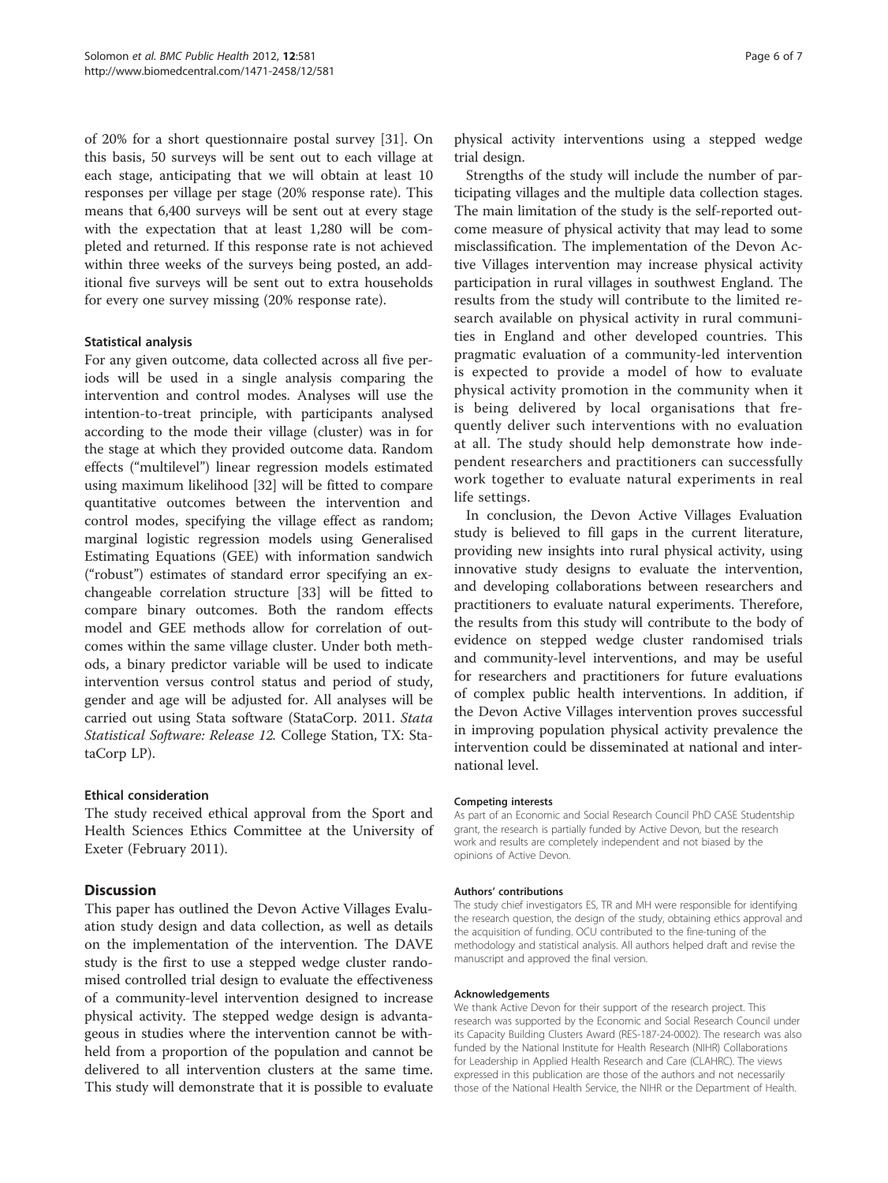of 20% for a short questionnaire postal survey [31]. On this basis, 50 surveys will be sent out to each village at each stage, anticipating that we will obtain at least 10 responses per village per stage (20% response rate). This means that 6,400 surveys will be sent out at every stage with the expectation that at least 1,280 will be completed and returned. If this response rate is not achieved within three weeks of the surveys being posted, an additional five surveys will be sent out to extra households for every one survey missing (20% response rate).

### Statistical analysis

For any given outcome, data collected across all five periods will be used in a single analysis comparing the intervention and control modes. Analyses will use the intention-to-treat principle, with participants analysed according to the mode their village (cluster) was in for the stage at which they provided outcome data. Random effects ("multilevel") linear regression models estimated using maximum likelihood [32] will be fitted to compare quantitative outcomes between the intervention and control modes, specifying the village effect as random; marginal logistic regression models using Generalised Estimating Equations (GEE) with information sandwich ("robust") estimates of standard error specifying an exchangeable correlation structure [33] will be fitted to compare binary outcomes. Both the random effects model and GEE methods allow for correlation of outcomes within the same village cluster. Under both methods, a binary predictor variable will be used to indicate intervention versus control status and period of study, gender and age will be adjusted for. All analyses will be carried out using Stata software (StataCorp. 2011. *Stata Statistical Software: Release 12*. College Station, TX: StataCorp LP).

### Ethical consideration

The study received ethical approval from the Sport and Health Sciences Ethics Committee at the University of Exeter (February 2011).

## Discussion

This paper has outlined the Devon Active Villages Evaluation study design and data collection, as well as details on the implementation of the intervention. The DAVE study is the first to use a stepped wedge cluster randomised controlled trial design to evaluate the effectiveness of a community-level intervention designed to increase physical activity. The stepped wedge design is advantageous in studies where the intervention cannot be withheld from a proportion of the population and cannot be delivered to all intervention clusters at the same time. This study will demonstrate that it is possible to evaluate physical activity interventions using a stepped wedge trial design.

Strengths of the study will include the number of participating villages and the multiple data collection stages. The main limitation of the study is the self-reported outcome measure of physical activity that may lead to some misclassification. The implementation of the Devon Active Villages intervention may increase physical activity participation in rural villages in southwest England. The results from the study will contribute to the limited research available on physical activity in rural communities in England and other developed countries. This pragmatic evaluation of a community-led intervention is expected to provide a model of how to evaluate physical activity promotion in the community when it is being delivered by local organisations that frequently deliver such interventions with no evaluation at all. The study should help demonstrate how independent researchers and practitioners can successfully work together to evaluate natural experiments in real life settings.

In conclusion, the Devon Active Villages Evaluation study is believed to fill gaps in the current literature, providing new insights into rural physical activity, using innovative study designs to evaluate the intervention, and developing collaborations between researchers and practitioners to evaluate natural experiments. Therefore, the results from this study will contribute to the body of evidence on stepped wedge cluster randomised trials and community-level interventions, and may be useful for researchers and practitioners for future evaluations of complex public health interventions. In addition, if the Devon Active Villages intervention proves successful in improving population physical activity prevalence the intervention could be disseminated at national and international level.

#### Competing interests

As part of an Economic and Social Research Council PhD CASE Studentship grant, the research is partially funded by Active Devon, but the research work and results are completely independent and not biased by the opinions of Active Devon.

#### Authors' contributions

The study chief investigators ES, TR and MH were responsible for identifying the research question, the design of the study, obtaining ethics approval and the acquisition of funding. OCU contributed to the fine-tuning of the methodology and statistical analysis. All authors helped draft and revise the manuscript and approved the final version.

#### Acknowledgements

We thank Active Devon for their support of the research project. This research was supported by the Economic and Social Research Council under its Capacity Building Clusters Award (RES-187-24-0002). The research was also funded by the National Institute for Health Research (NIHR) Collaborations for Leadership in Applied Health Research and Care (CLAHRC). The views expressed in this publication are those of the authors and not necessarily those of the National Health Service, the NIHR or the Department of Health.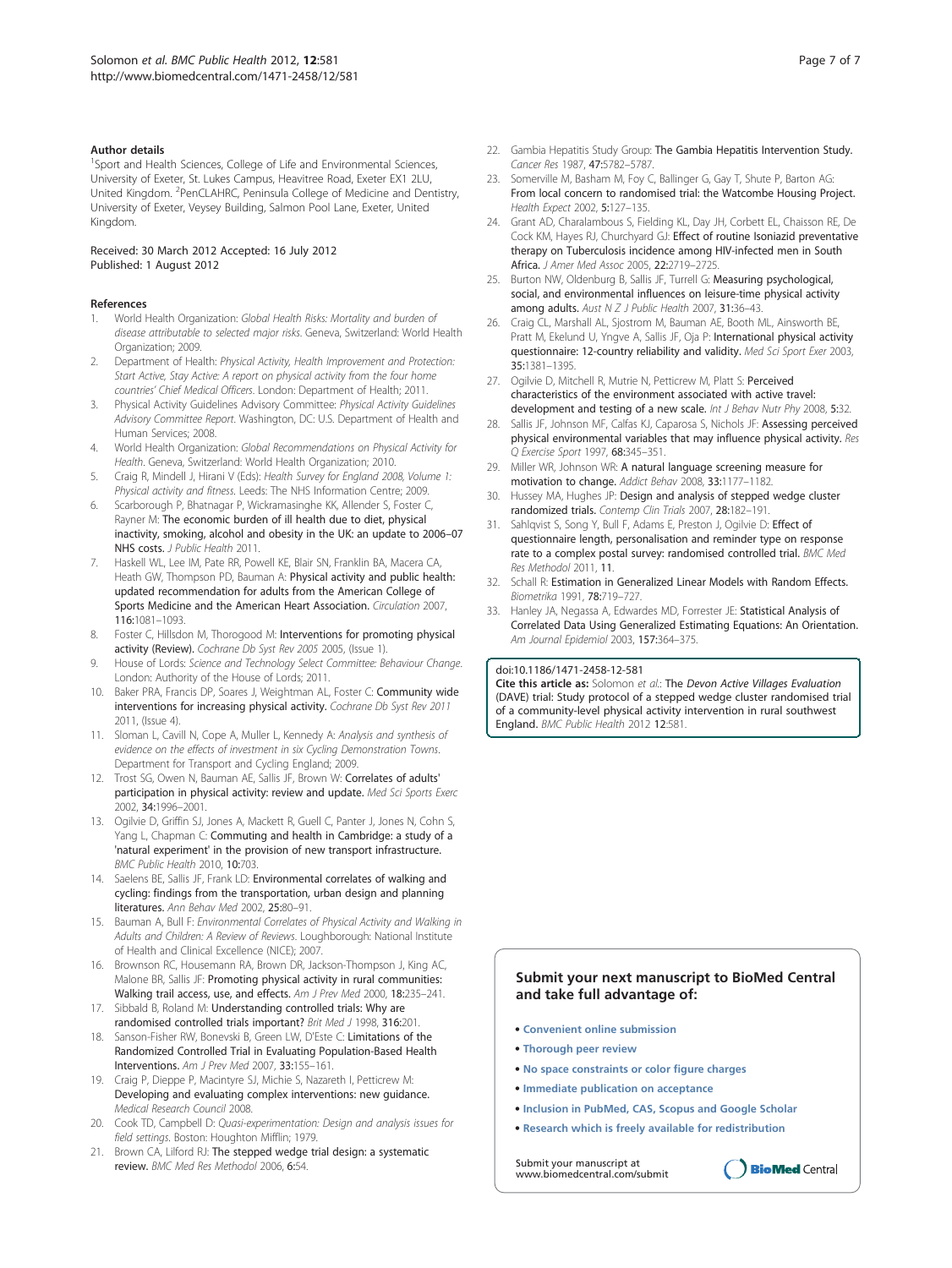### Author details

[1]Sport and Health Sciences, College of Life and Environmental Sciences, University of Exeter, St. Lukes Campus, Heavitree Road, Exeter EX1 2LU, United Kingdom. [2]PenCLAHRC, Peninsula College of Medicine and Dentistry, University of Exeter, Veysey Building, Salmon Pool Lane, Exeter, United Kingdom.

Received: 30 March 2012 Accepted: 16 July 2012
Published: 1 August 2012

### References

1. World Health Organization: *Global Health Risks: Mortality and burden of disease attributable to selected major risks*. Geneva, Switzerland: World Health Organization; 2009.
2. Department of Health: *Physical Activity, Health Improvement and Protection: Start Active, Stay Active: A report on physical activity from the four home countries' Chief Medical Officers*. London: Department of Health; 2011.
3. Physical Activity Guidelines Advisory Committee: *Physical Activity Guidelines Advisory Committee Report*. Washington, DC: U.S. Department of Health and Human Services; 2008.
4. World Health Organization: *Global Recommendations on Physical Activity for Health*. Geneva, Switzerland: World Health Organization; 2010.
5. Craig R, Mindell J, Hirani V (Eds): *Health Survey for England 2008, Volume 1: Physical activity and fitness*. Leeds: The NHS Information Centre; 2009.
6. Scarborough P, Bhatnagar P, Wickramasinghe KK, Allender S, Foster C, Rayner M: **The economic burden of ill health due to diet, physical inactivity, smoking, alcohol and obesity in the UK: an update to 2006–07 NHS costs.** *J Public Health* 2011.
7. Haskell WL, Lee IM, Pate RR, Powell KE, Blair SN, Franklin BA, Macera CA, Heath GW, Thompson PD, Bauman A: **Physical activity and public health: updated recommendation for adults from the American College of Sports Medicine and the American Heart Association.** *Circulation* 2007, **116**:1081–1093.
8. Foster C, Hillsdon M, Thorogood M: **Interventions for promoting physical activity (Review).** *Cochrane Db Syst Rev 2005* 2005, (Issue 1).
9. House of Lords: *Science and Technology Select Committee: Behaviour Change*. London: Authority of the House of Lords; 2011.
10. Baker PRA, Francis DP, Soares J, Weightman AL, Foster C: **Community wide interventions for increasing physical activity.** *Cochrane Db Syst Rev 2011* 2011, (Issue 4).
11. Sloman L, Cavill N, Cope A, Muller L, Kennedy A: *Analysis and synthesis of evidence on the effects of investment in six Cycling Demonstration Towns*. Department for Transport and Cycling England; 2009.
12. Trost SG, Owen N, Bauman AE, Sallis JF, Brown W: **Correlates of adults' participation in physical activity: review and update.** *Med Sci Sports Exerc* 2002, **34**:1996–2001.
13. Ogilvie D, Griffin SJ, Jones A, Mackett R, Guell C, Panter J, Jones N, Cohn S, Yang L, Chapman C: **Commuting and health in Cambridge: a study of a 'natural experiment' in the provision of new transport infrastructure.** *BMC Public Health* 2010, **10**:703.
14. Saelens BE, Sallis JF, Frank LD: **Environmental correlates of walking and cycling: findings from the transportation, urban design and planning literatures.** *Ann Behav Med* 2002, **25**:80–91.
15. Bauman A, Bull F: *Environmental Correlates of Physical Activity and Walking in Adults and Children: A Review of Reviews*. Loughborough: National Institute of Health and Clinical Excellence (NICE); 2007.
16. Brownson RC, Housemann RA, Brown DR, Jackson-Thompson J, King AC, Malone BR, Sallis JF: **Promoting physical activity in rural communities: Walking trail access, use, and effects.** *Am J Prev Med* 2000, **18**:235–241.
17. Sibbald B, Roland M: **Understanding controlled trials: Why are randomised controlled trials important?** *Brit Med J* 1998, **316**:201.
18. Sanson-Fisher RW, Bonevski B, Green LW, D'Este C: **Limitations of the Randomized Controlled Trial in Evaluating Population-Based Health Interventions.** *Am J Prev Med* 2007, **33**:155–161.
19. Craig P, Dieppe P, Macintyre SJ, Michie S, Nazareth I, Petticrew M: **Developing and evaluating complex interventions: new guidance.** *Medical Research Council* 2008.
20. Cook TD, Campbell D: *Quasi-experimentation: Design and analysis issues for field settings*. Boston: Houghton Mifflin; 1979.
21. Brown CA, Lilford RJ: **The stepped wedge trial design: a systematic review.** *BMC Med Res Methodol* 2006, **6**:54.
22. Gambia Hepatitis Study Group: **The Gambia Hepatitis Intervention Study.** *Cancer Res* 1987, **47**:5782–5787.
23. Somerville M, Basham M, Foy C, Ballinger G, Gay T, Shute P, Barton AG: **From local concern to randomised trial: the Watcombe Housing Project.** *Health Expect* 2002, **5**:127–135.
24. Grant AD, Charalambous S, Fielding KL, Day JH, Corbett EL, Chaisson RE, De Cock KM, Hayes RJ, Churchyard GJ: **Effect of routine Isoniazid preventative therapy on Tuberculosis incidence among HIV-infected men in South Africa.** *J Amer Med Assoc* 2005, **22**:2719–2725.
25. Burton NW, Oldenburg B, Sallis JF, Turrell G: **Measuring psychological, social, and environmental influences on leisure-time physical activity among adults.** *Aust N Z J Public Health* 2007, **31**:36–43.
26. Craig CL, Marshall AL, Sjostrom M, Bauman AE, Booth ML, Ainsworth BE, Pratt M, Ekelund U, Yngve A, Sallis JF, Oja P: **International physical activity questionnaire: 12-country reliability and validity.** *Med Sci Sport Exer* 2003, **35**:1381–1395.
27. Ogilvie D, Mitchell R, Mutrie N, Petticrew M, Platt S: **Perceived characteristics of the environment associated with active travel: development and testing of a new scale.** *Int J Behav Nutr Phy* 2008, **5**:32.
28. Sallis JF, Johnson MF, Calfas KJ, Caparosa S, Nichols JF: **Assessing perceived physical environmental variables that may influence physical activity.** *Res Q Exercise Sport* 1997, **68**:345–351.
29. Miller WR, Johnson WR: **A natural language screening measure for motivation to change.** *Addict Behav* 2008, **33**:1177–1182.
30. Hussey MA, Hughes JP: **Design and analysis of stepped wedge cluster randomized trials.** *Contemp Clin Trials* 2007, **28**:182–191.
31. Sahlqvist S, Song Y, Bull F, Adams E, Preston J, Ogilvie D: **Effect of questionnaire length, personalisation and reminder type on response rate to a complex postal survey: randomised controlled trial.** *BMC Med Res Methodol* 2011, **11**.
32. Schall R: **Estimation in Generalized Linear Models with Random Effects.** *Biometrika* 1991, **78**:719–727.
33. Hanley JA, Negassa A, Edwardes MD, Forrester JE: **Statistical Analysis of Correlated Data Using Generalized Estimating Equations: An Orientation.** *Am Journal Epidemiol* 2003, **157**:364–375.

doi:10.1186/1471-2458-12-581
**Cite this article as:** Solomon *et al.*: The *Devon Active Villages Evaluation* (DAVE) trial: Study protocol of a stepped wedge cluster randomised trial of a community-level physical activity intervention in rural southwest England. *BMC Public Health* 2012 **12**:581.

**Submit your next manuscript to BioMed Central and take full advantage of:**

- **Convenient online submission**
- **Thorough peer review**
- **No space constraints or color figure charges**
- **Immediate publication on acceptance**
- **Inclusion in PubMed, CAS, Scopus and Google Scholar**
- **Research which is freely available for redistribution**

Submit your manuscript at
www.biomedcentral.com/submit

BioMed Central